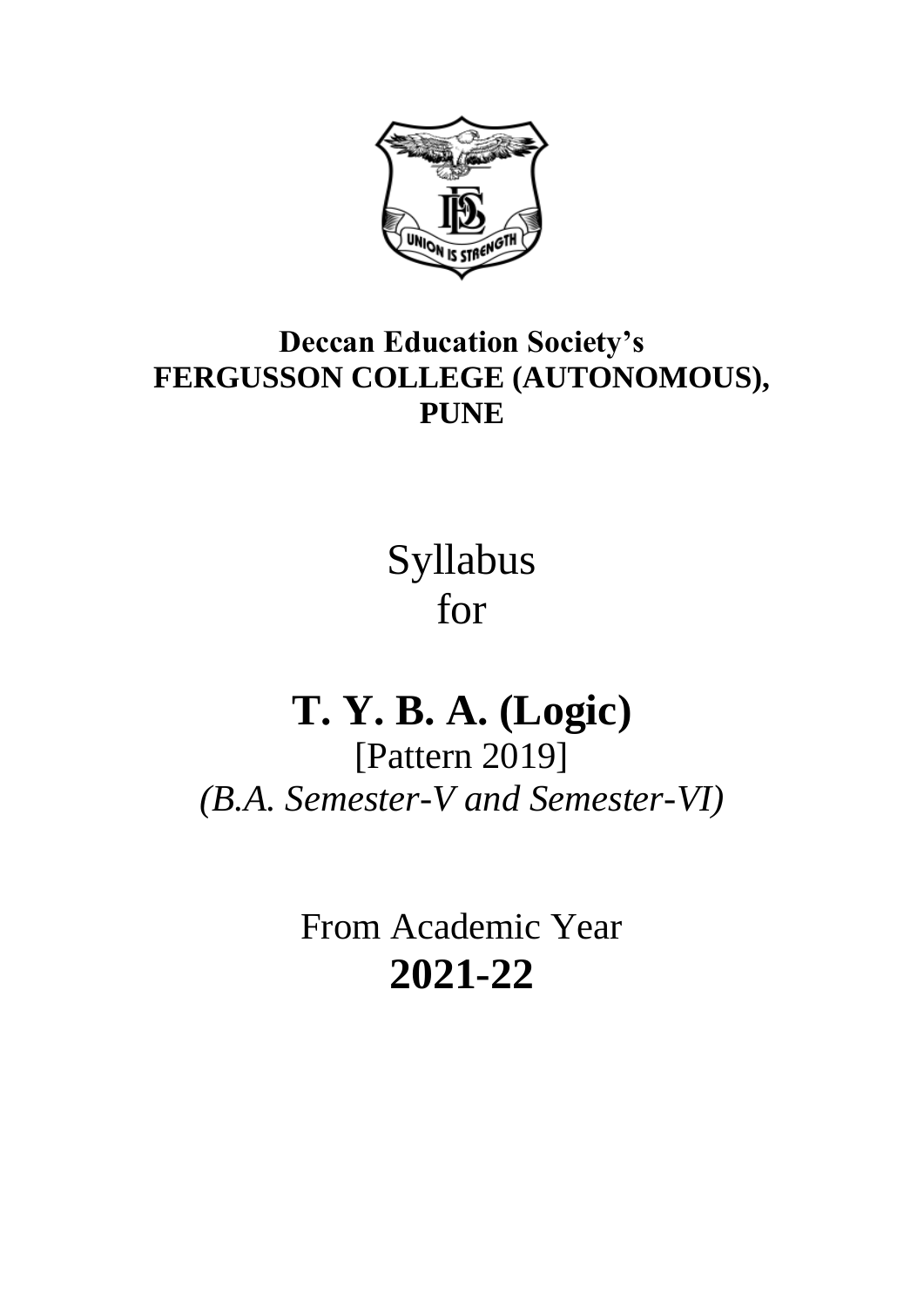**Deccan Education Society's**
**FERGUSSON COLLEGE (AUTONOMOUS), PUNE**

Syllabus
for

# T. Y. B. A. (Logic)

[Pattern 2019]

*(B.A. Semester-V and Semester-VI)*

From Academic Year

**2021-22**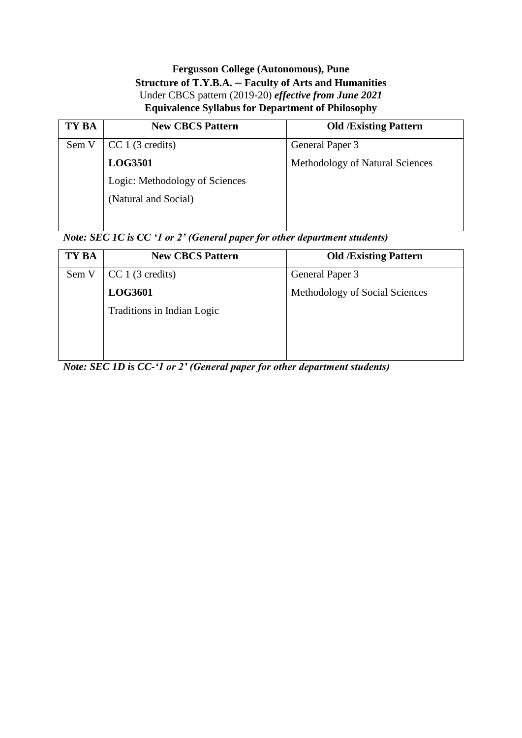**Fergusson College (Autonomous), Pune**
**Structure of T.Y.B.A. – Faculty of Arts and Humanities**
Under CBCS pattern (2019-20) ***effective from June 2021***
**Equivalence Syllabus for Department of Philosophy**

| TY BA | New CBCS Pattern | Old /Existing Pattern |
|---|---|---|
| Sem V | CC 1 (3 credits)<br>**LOG3501**<br>Logic: Methodology of Sciences<br>(Natural and Social) | General Paper 3<br>Methodology of Natural Sciences |

***Note: SEC 1C is CC '1 or 2' (General paper for other department students)***

| TY BA | New CBCS Pattern | Old /Existing Pattern |
|---|---|---|
| Sem V | CC 1 (3 credits)<br>**LOG3601**<br>Traditions in Indian Logic | General Paper 3<br>Methodology of Social Sciences |

***Note: SEC 1D is CC-'1 or 2' (General paper for other department students)***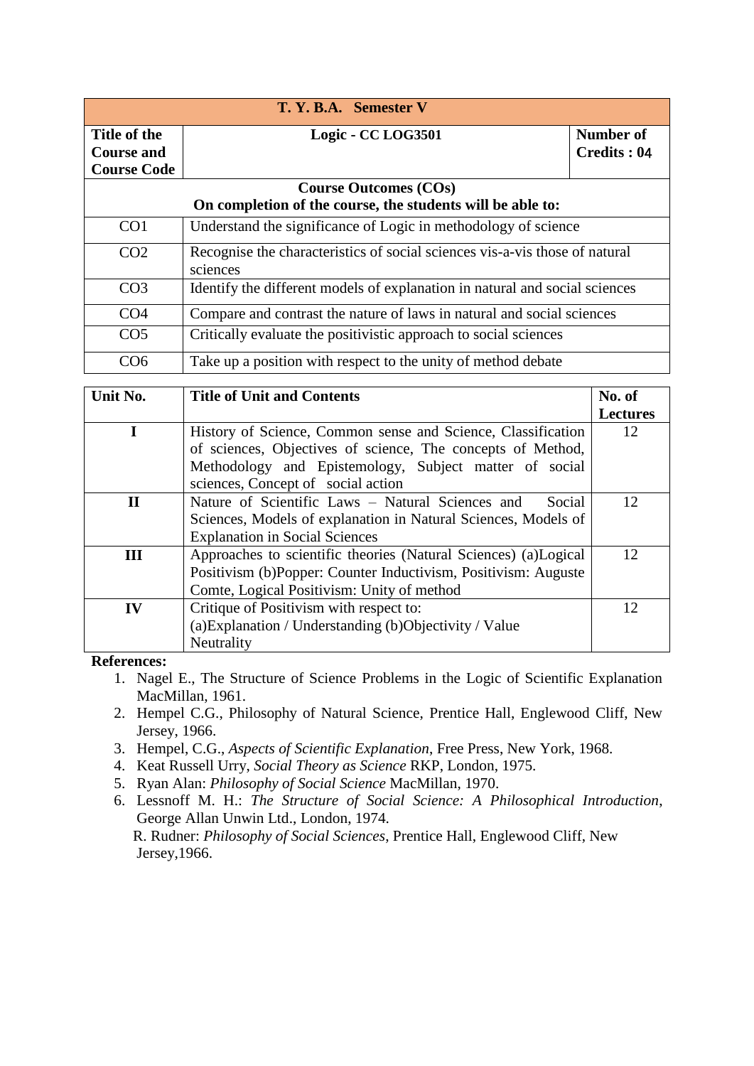| T. Y. B.A. Semester V | | |
|---|---|---|
| **Title of the Course and Course Code** | **Logic - CC LOG3501** | **Number of Credits : 04** |

| **Course Outcomes (COs)**<br>**On completion of the course, the students will be able to:** | |
|---|---|
| CO1 | Understand the significance of Logic in methodology of science |
| CO2 | Recognise the characteristics of social sciences vis-a-vis those of natural sciences |
| CO3 | Identify the different models of explanation in natural and social sciences |
| CO4 | Compare and contrast the nature of laws in natural and social sciences |
| CO5 | Critically evaluate the positivistic approach to social sciences |
| CO6 | Take up a position with respect to the unity of method debate |

| Unit No. | Title of Unit and Contents | No. of Lectures |
|---|---|---|
| **I** | History of Science, Common sense and Science, Classification of sciences, Objectives of science, The concepts of Method, Methodology and Epistemology, Subject matter of social sciences, Concept of social action | 12 |
| **II** | Nature of Scientific Laws – Natural Sciences and Social Sciences, Models of explanation in Natural Sciences, Models of Explanation in Social Sciences | 12 |
| **III** | Approaches to scientific theories (Natural Sciences) (a)Logical Positivism (b)Popper: Counter Inductivism, Positivism: Auguste Comte, Logical Positivism: Unity of method | 12 |
| **IV** | Critique of Positivism with respect to:<br>(a)Explanation / Understanding (b)Objectivity / Value Neutrality | 12 |

**References:**

1. Nagel E., The Structure of Science Problems in the Logic of Scientific Explanation MacMillan, 1961.
2. Hempel C.G., Philosophy of Natural Science, Prentice Hall, Englewood Cliff, New Jersey, 1966.
3. Hempel, C.G., *Aspects of Scientific Explanation*, Free Press, New York, 1968.
4. Keat Russell Urry, *Social Theory as Science* RKP, London, 1975.
5. Ryan Alan: *Philosophy of Social Science* MacMillan, 1970.
6. Lessnoff M. H.: *The Structure of Social Science: A Philosophical Introduction*, George Allan Unwin Ltd., London, 1974.
   R. Rudner: *Philosophy of Social Sciences*, Prentice Hall, Englewood Cliff, New Jersey,1966.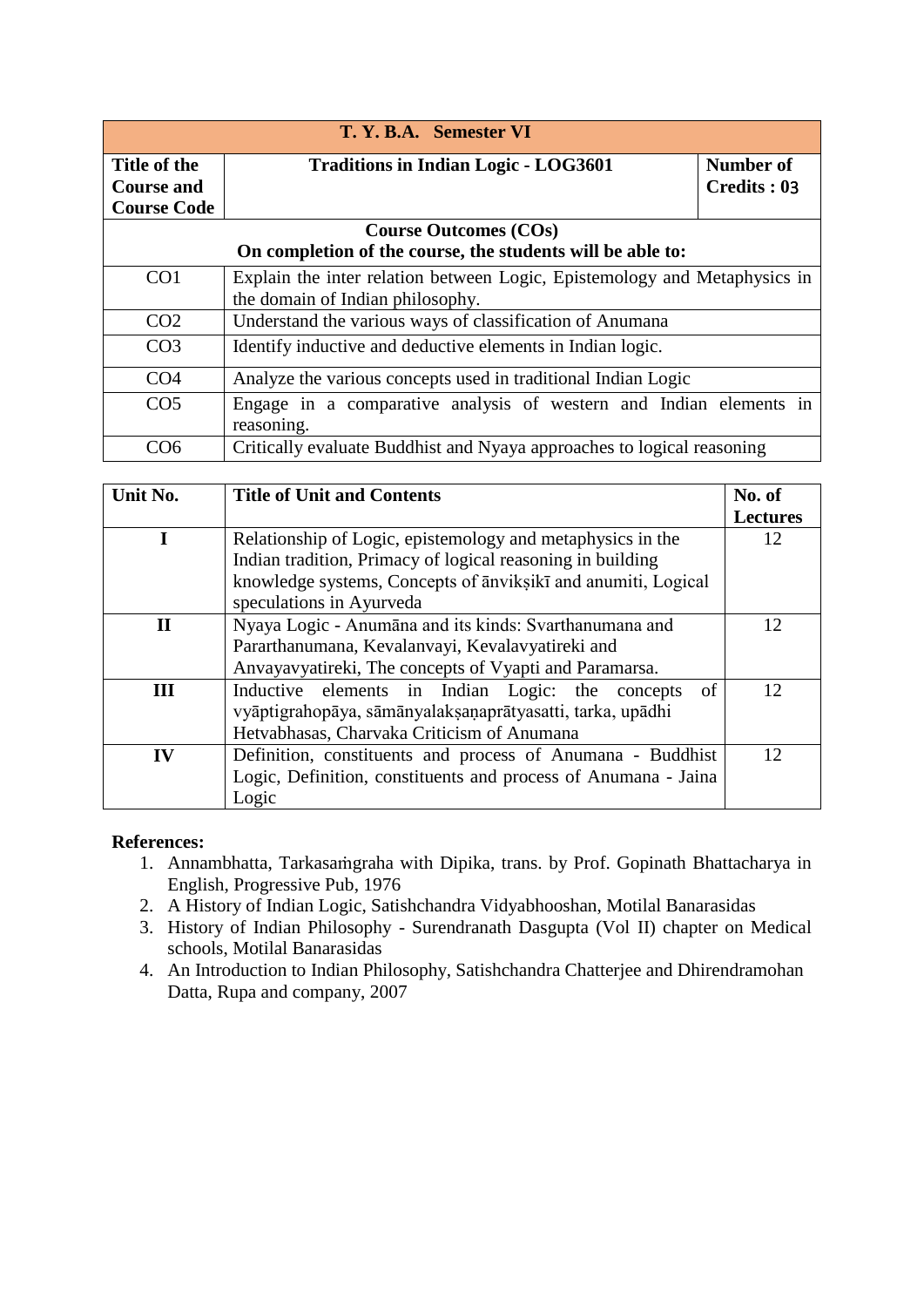| T. Y. B.A. Semester VI | | |
|---|---|---|
| **Title of the Course and Course Code** | **Traditions in Indian Logic - LOG3601** | **Number of Credits : 03** |

| **Course Outcomes (COs)** On completion of the course, the students will be able to: | |
|---|---|
| CO1 | Explain the inter relation between Logic, Epistemology and Metaphysics in the domain of Indian philosophy. |
| CO2 | Understand the various ways of classification of Anumana |
| CO3 | Identify inductive and deductive elements in Indian logic. |
| CO4 | Analyze the various concepts used in traditional Indian Logic |
| CO5 | Engage in a comparative analysis of western and Indian elements in reasoning. |
| CO6 | Critically evaluate Buddhist and Nyaya approaches to logical reasoning |

| Unit No. | Title of Unit and Contents | No. of Lectures |
|---|---|---|
| **I** | Relationship of Logic, epistemology and metaphysics in the Indian tradition, Primacy of logical reasoning in building knowledge systems, Concepts of ānvikṣikī and anumiti, Logical speculations in Ayurveda | 12 |
| **II** | Nyaya Logic - Anumāna and its kinds: Svarthanumana and Pararthanumana, Kevalanvayi, Kevalavyatireki and Anvayavyatireki, The concepts of Vyapti and Paramarsa. | 12 |
| **III** | Inductive elements in Indian Logic: the concepts of vyāptigrahopāya, sāmānyalakṣaṇaprātyasatti, tarka, upādhi Hetvabhasas, Charvaka Criticism of Anumana | 12 |
| **IV** | Definition, constituents and process of Anumana - Buddhist Logic, Definition, constituents and process of Anumana - Jaina Logic | 12 |

**References:**

1. Annambhatta, Tarkasaṁgraha with Dipika, trans. by Prof. Gopinath Bhattacharya in English, Progressive Pub, 1976
2. A History of Indian Logic, Satishchandra Vidyabhooshan, Motilal Banarasidas
3. History of Indian Philosophy - Surendranath Dasgupta (Vol II) chapter on Medical schools, Motilal Banarasidas
4. An Introduction to Indian Philosophy, Satishchandra Chatterjee and Dhirendramohan Datta, Rupa and company, 2007